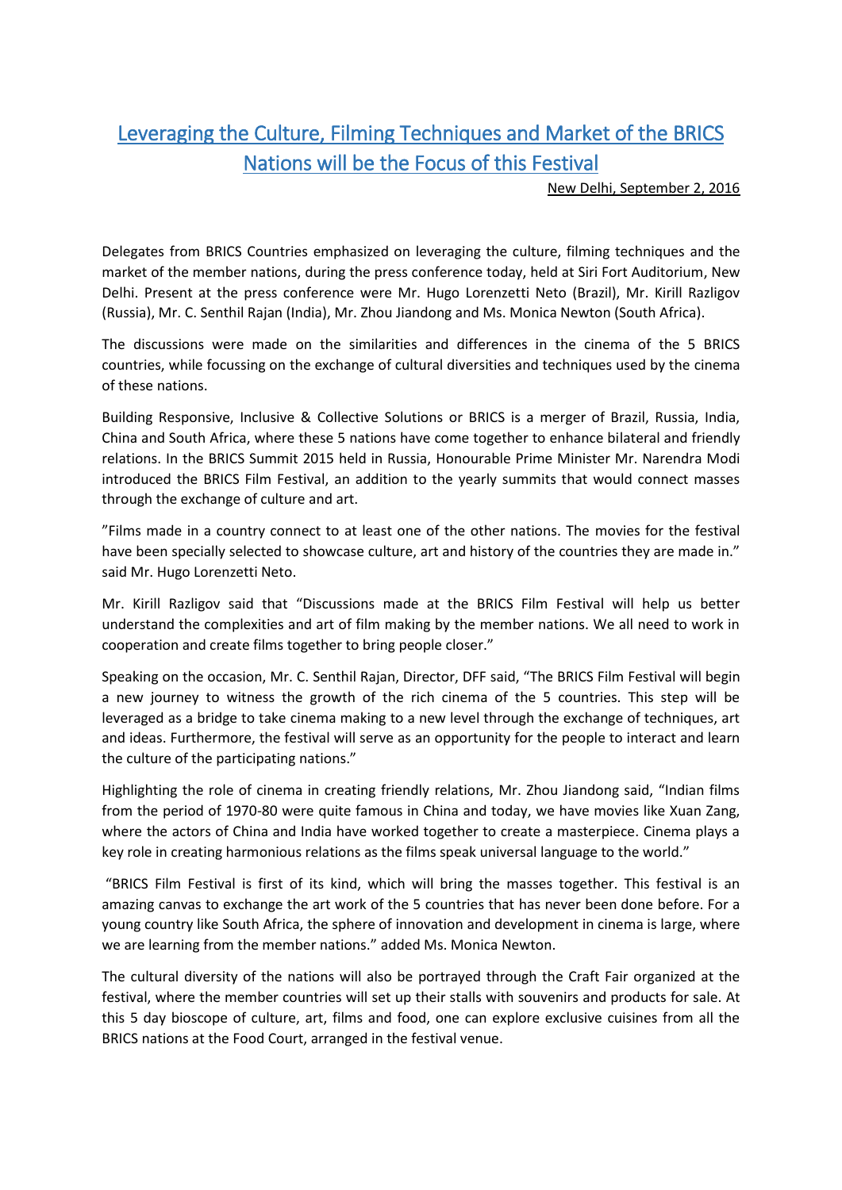# Leveraging the Culture, Filming Techniques and Market of the BRICS Nations will be the Focus of this Festival

New Delhi, September 2, 2016

Delegates from BRICS Countries emphasized on leveraging the culture, filming techniques and the market of the member nations, during the press conference today, held at Siri Fort Auditorium, New Delhi. Present at the press conference were Mr. Hugo Lorenzetti Neto (Brazil), Mr. Kirill Razligov (Russia), Mr. C. Senthil Rajan (India), Mr. Zhou Jiandong and Ms. Monica Newton (South Africa).

The discussions were made on the similarities and differences in the cinema of the 5 BRICS countries, while focussing on the exchange of cultural diversities and techniques used by the cinema of these nations.

Building Responsive, Inclusive & Collective Solutions or BRICS is a merger of Brazil, Russia, India, China and South Africa, where these 5 nations have come together to enhance bilateral and friendly relations. In the BRICS Summit 2015 held in Russia, Honourable Prime Minister Mr. Narendra Modi introduced the BRICS Film Festival, an addition to the yearly summits that would connect masses through the exchange of culture and art.

"Films made in a country connect to at least one of the other nations. The movies for the festival have been specially selected to showcase culture, art and history of the countries they are made in." said Mr. Hugo Lorenzetti Neto.

Mr. Kirill Razligov said that "Discussions made at the BRICS Film Festival will help us better understand the complexities and art of film making by the member nations. We all need to work in cooperation and create films together to bring people closer."

Speaking on the occasion, Mr. C. Senthil Rajan, Director, DFF said, "The BRICS Film Festival will begin a new journey to witness the growth of the rich cinema of the 5 countries. This step will be leveraged as a bridge to take cinema making to a new level through the exchange of techniques, art and ideas. Furthermore, the festival will serve as an opportunity for the people to interact and learn the culture of the participating nations."

Highlighting the role of cinema in creating friendly relations, Mr. Zhou Jiandong said, "Indian films from the period of 1970-80 were quite famous in China and today, we have movies like Xuan Zang, where the actors of China and India have worked together to create a masterpiece. Cinema plays a key role in creating harmonious relations as the films speak universal language to the world."

"BRICS Film Festival is first of its kind, which will bring the masses together. This festival is an amazing canvas to exchange the art work of the 5 countries that has never been done before. For a young country like South Africa, the sphere of innovation and development in cinema is large, where we are learning from the member nations." added Ms. Monica Newton.

The cultural diversity of the nations will also be portrayed through the Craft Fair organized at the festival, where the member countries will set up their stalls with souvenirs and products for sale. At this 5 day bioscope of culture, art, films and food, one can explore exclusive cuisines from all the BRICS nations at the Food Court, arranged in the festival venue.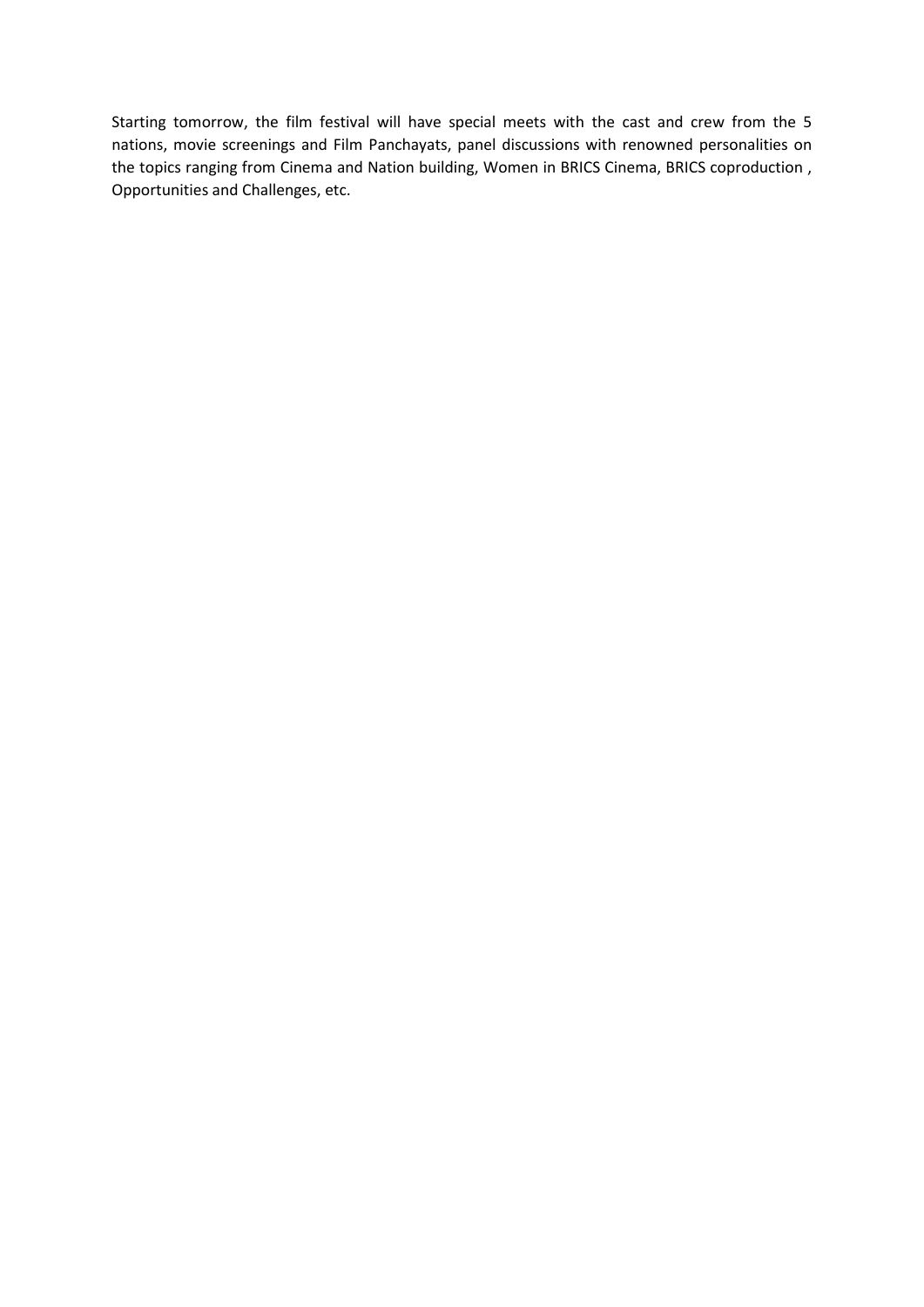Starting tomorrow, the film festival will have special meets with the cast and crew from the 5 nations, movie screenings and Film Panchayats, panel discussions with renowned personalities on the topics ranging from Cinema and Nation building, Women in BRICS Cinema, BRICS coproduction , Opportunities and Challenges, etc.